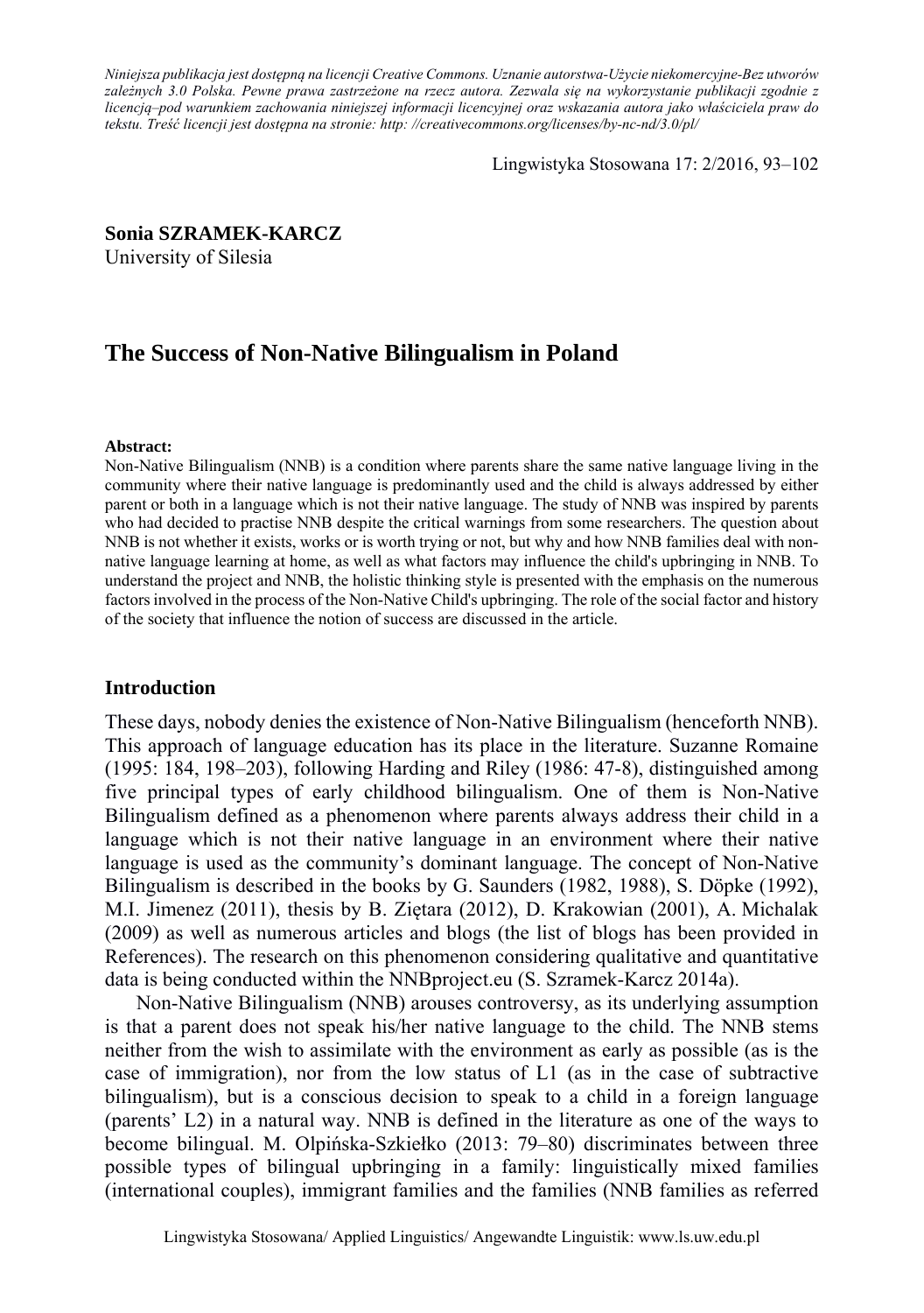*Niniejsza publikacja jest dostępną na licencji Creative Commons. Uznanie autorstwa-Użycie niekomercyjne-Bez utworów zależnych 3.0 Polska. Pewne prawa zastrzeżone na rzecz autora. Zezwala się na wykorzystanie publikacji zgodnie z licencją–pod warunkiem zachowania niniejszej informacji licencyjnej oraz wskazania autora jako właściciela praw do tekstu. Treść licencji jest dostępna na stronie: http: //creativecommons.org/licenses/by-nc-nd/3.0/pl/*

Lingwistyka Stosowana 17: 2/2016, 93–102

**Sonia SZRAMEK-KARCZ**
University of Silesia

# The Success of Non-Native Bilingualism in Poland

**Abstract:**
Non-Native Bilingualism (NNB) is a condition where parents share the same native language living in the community where their native language is predominantly used and the child is always addressed by either parent or both in a language which is not their native language. The study of NNB was inspired by parents who had decided to practise NNB despite the critical warnings from some researchers. The question about NNB is not whether it exists, works or is worth trying or not, but why and how NNB families deal with non-native language learning at home, as well as what factors may influence the child's upbringing in NNB. To understand the project and NNB, the holistic thinking style is presented with the emphasis on the numerous factors involved in the process of the Non-Native Child's upbringing. The role of the social factor and history of the society that influence the notion of success are discussed in the article.

## Introduction

These days, nobody denies the existence of Non-Native Bilingualism (henceforth NNB). This approach of language education has its place in the literature. Suzanne Romaine (1995: 184, 198–203), following Harding and Riley (1986: 47-8), distinguished among five principal types of early childhood bilingualism. One of them is Non-Native Bilingualism defined as a phenomenon where parents always address their child in a language which is not their native language in an environment where their native language is used as the community's dominant language. The concept of Non-Native Bilingualism is described in the books by G. Saunders (1982, 1988), S. Döpke (1992), M.I. Jimenez (2011), thesis by B. Ziętara (2012), D. Krakowian (2001), A. Michalak (2009) as well as numerous articles and blogs (the list of blogs has been provided in References). The research on this phenomenon considering qualitative and quantitative data is being conducted within the NNBproject.eu (S. Szramek-Karcz 2014a).

Non-Native Bilingualism (NNB) arouses controversy, as its underlying assumption is that a parent does not speak his/her native language to the child. The NNB stems neither from the wish to assimilate with the environment as early as possible (as is the case of immigration), nor from the low status of L1 (as in the case of subtractive bilingualism), but is a conscious decision to speak to a child in a foreign language (parents' L2) in a natural way. NNB is defined in the literature as one of the ways to become bilingual. M. Olpińska-Szkiełko (2013: 79–80) discriminates between three possible types of bilingual upbringing in a family: linguistically mixed families (international couples), immigrant families and the families (NNB families as referred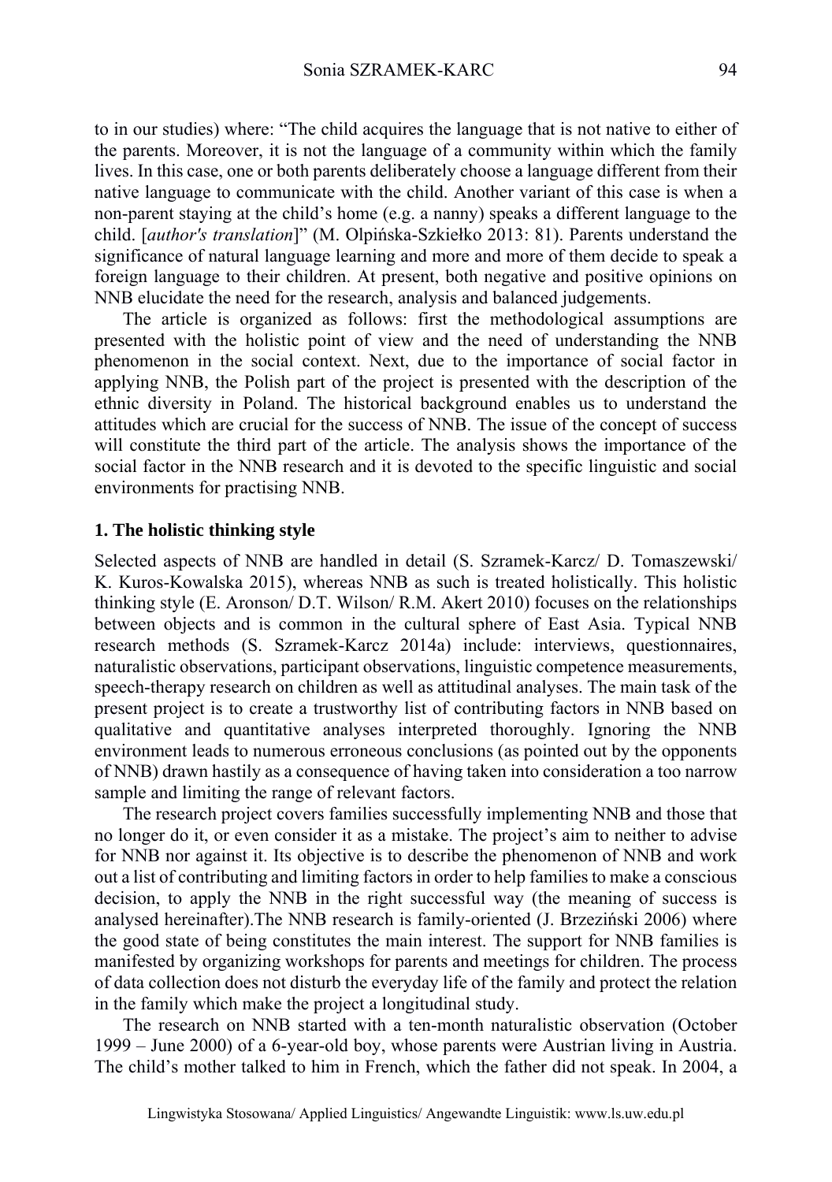to in our studies) where: "The child acquires the language that is not native to either of the parents. Moreover, it is not the language of a community within which the family lives. In this case, one or both parents deliberately choose a language different from their native language to communicate with the child. Another variant of this case is when a non-parent staying at the child's home (e.g. a nanny) speaks a different language to the child. [*author's translation*]" (M. Olpińska-Szkiełko 2013: 81). Parents understand the significance of natural language learning and more and more of them decide to speak a foreign language to their children. At present, both negative and positive opinions on NNB elucidate the need for the research, analysis and balanced judgements.

The article is organized as follows: first the methodological assumptions are presented with the holistic point of view and the need of understanding the NNB phenomenon in the social context. Next, due to the importance of social factor in applying NNB, the Polish part of the project is presented with the description of the ethnic diversity in Poland. The historical background enables us to understand the attitudes which are crucial for the success of NNB. The issue of the concept of success will constitute the third part of the article. The analysis shows the importance of the social factor in the NNB research and it is devoted to the specific linguistic and social environments for practising NNB.

## 1. The holistic thinking style

Selected aspects of NNB are handled in detail (S. Szramek-Karcz/ D. Tomaszewski/ K. Kuros-Kowalska 2015), whereas NNB as such is treated holistically. This holistic thinking style (E. Aronson/ D.T. Wilson/ R.M. Akert 2010) focuses on the relationships between objects and is common in the cultural sphere of East Asia. Typical NNB research methods (S. Szramek-Karcz 2014a) include: interviews, questionnaires, naturalistic observations, participant observations, linguistic competence measurements, speech-therapy research on children as well as attitudinal analyses. The main task of the present project is to create a trustworthy list of contributing factors in NNB based on qualitative and quantitative analyses interpreted thoroughly. Ignoring the NNB environment leads to numerous erroneous conclusions (as pointed out by the opponents of NNB) drawn hastily as a consequence of having taken into consideration a too narrow sample and limiting the range of relevant factors.

The research project covers families successfully implementing NNB and those that no longer do it, or even consider it as a mistake. The project's aim to neither to advise for NNB nor against it. Its objective is to describe the phenomenon of NNB and work out a list of contributing and limiting factors in order to help families to make a conscious decision, to apply the NNB in the right successful way (the meaning of success is analysed hereinafter).The NNB research is family-oriented (J. Brzeziński 2006) where the good state of being constitutes the main interest. The support for NNB families is manifested by organizing workshops for parents and meetings for children. The process of data collection does not disturb the everyday life of the family and protect the relation in the family which make the project a longitudinal study.

The research on NNB started with a ten-month naturalistic observation (October 1999 – June 2000) of a 6-year-old boy, whose parents were Austrian living in Austria. The child's mother talked to him in French, which the father did not speak. In 2004, a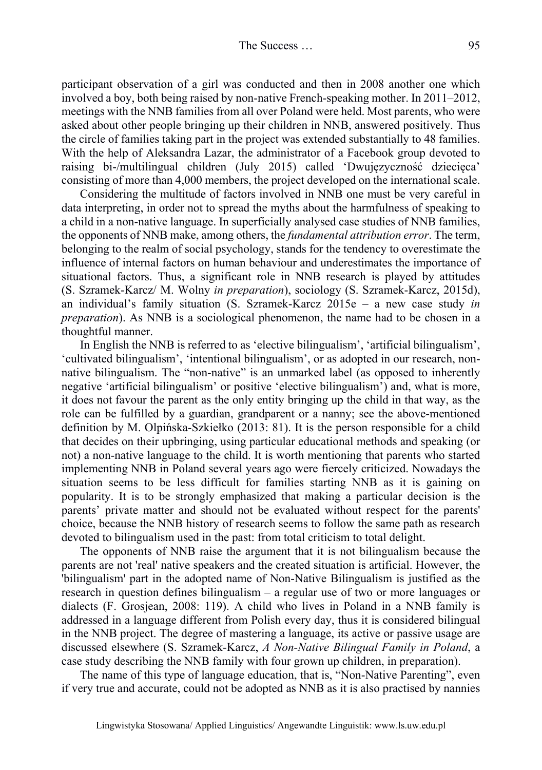participant observation of a girl was conducted and then in 2008 another one which involved a boy, both being raised by non-native French-speaking mother. In 2011–2012, meetings with the NNB families from all over Poland were held. Most parents, who were asked about other people bringing up their children in NNB, answered positively. Thus the circle of families taking part in the project was extended substantially to 48 families. With the help of Aleksandra Lazar, the administrator of a Facebook group devoted to raising bi-/multilingual children (July 2015) called 'Dwujęzyczność dziecięca' consisting of more than 4,000 members, the project developed on the international scale.

Considering the multitude of factors involved in NNB one must be very careful in data interpreting, in order not to spread the myths about the harmfulness of speaking to a child in a non-native language. In superficially analysed case studies of NNB families, the opponents of NNB make, among others, the *fundamental attribution error*. The term, belonging to the realm of social psychology, stands for the tendency to overestimate the influence of internal factors on human behaviour and underestimates the importance of situational factors. Thus, a significant role in NNB research is played by attitudes (S. Szramek-Karcz/ M. Wolny *in preparation*), sociology (S. Szramek-Karcz, 2015d), an individual's family situation (S. Szramek-Karcz 2015e – a new case study *in preparation*). As NNB is a sociological phenomenon, the name had to be chosen in a thoughtful manner.

In English the NNB is referred to as 'elective bilingualism', 'artificial bilingualism', 'cultivated bilingualism', 'intentional bilingualism', or as adopted in our research, non-native bilingualism. The "non-native" is an unmarked label (as opposed to inherently negative 'artificial bilingualism' or positive 'elective bilingualism') and, what is more, it does not favour the parent as the only entity bringing up the child in that way, as the role can be fulfilled by a guardian, grandparent or a nanny; see the above-mentioned definition by M. Olpińska-Szkiełko (2013: 81). It is the person responsible for a child that decides on their upbringing, using particular educational methods and speaking (or not) a non-native language to the child. It is worth mentioning that parents who started implementing NNB in Poland several years ago were fiercely criticized. Nowadays the situation seems to be less difficult for families starting NNB as it is gaining on popularity. It is to be strongly emphasized that making a particular decision is the parents' private matter and should not be evaluated without respect for the parents' choice, because the NNB history of research seems to follow the same path as research devoted to bilingualism used in the past: from total criticism to total delight.

The opponents of NNB raise the argument that it is not bilingualism because the parents are not 'real' native speakers and the created situation is artificial. However, the 'bilingualism' part in the adopted name of Non-Native Bilingualism is justified as the research in question defines bilingualism – a regular use of two or more languages or dialects (F. Grosjean, 2008: 119). A child who lives in Poland in a NNB family is addressed in a language different from Polish every day, thus it is considered bilingual in the NNB project. The degree of mastering a language, its active or passive usage are discussed elsewhere (S. Szramek-Karcz, *A Non-Native Bilingual Family in Poland*, a case study describing the NNB family with four grown up children, in preparation).

The name of this type of language education, that is, "Non-Native Parenting", even if very true and accurate, could not be adopted as NNB as it is also practised by nannies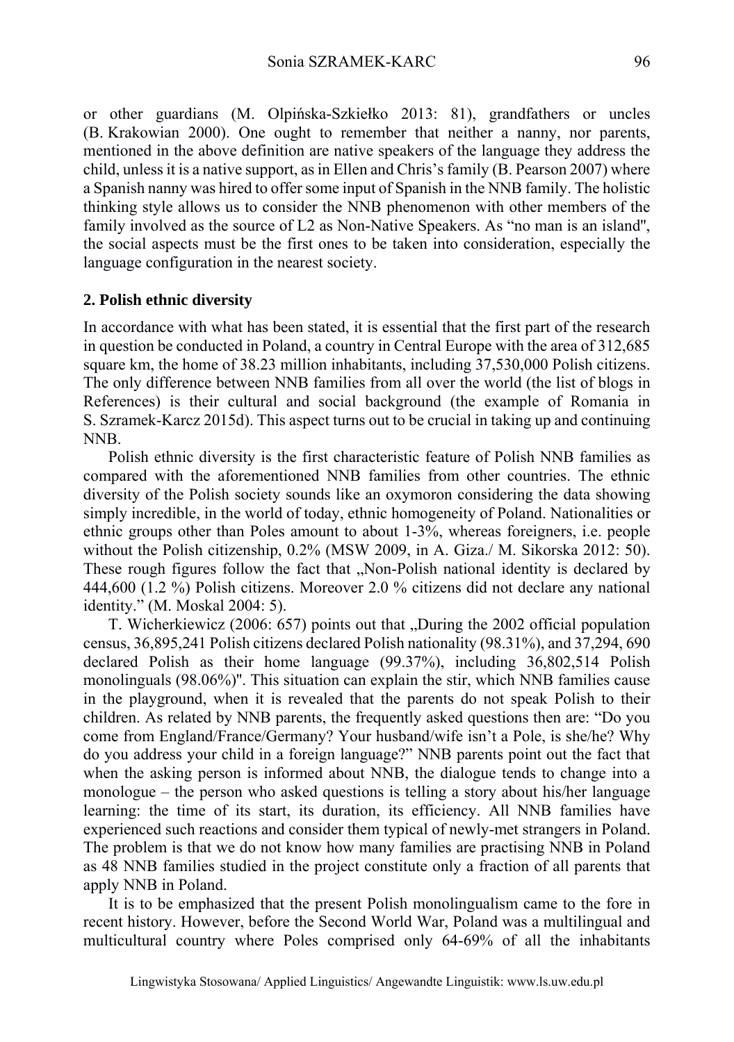or other guardians (M. Olpińska-Szkiełko 2013: 81), grandfathers or uncles (B. Krakowian 2000). One ought to remember that neither a nanny, nor parents, mentioned in the above definition are native speakers of the language they address the child, unless it is a native support, as in Ellen and Chris's family (B. Pearson 2007) where a Spanish nanny was hired to offer some input of Spanish in the NNB family. The holistic thinking style allows us to consider the NNB phenomenon with other members of the family involved as the source of L2 as Non-Native Speakers. As "no man is an island", the social aspects must be the first ones to be taken into consideration, especially the language configuration in the nearest society.

### 2. Polish ethnic diversity

In accordance with what has been stated, it is essential that the first part of the research in question be conducted in Poland, a country in Central Europe with the area of 312,685 square km, the home of 38.23 million inhabitants, including 37,530,000 Polish citizens. The only difference between NNB families from all over the world (the list of blogs in References) is their cultural and social background (the example of Romania in S. Szramek-Karcz 2015d). This aspect turns out to be crucial in taking up and continuing NNB.

Polish ethnic diversity is the first characteristic feature of Polish NNB families as compared with the aforementioned NNB families from other countries. The ethnic diversity of the Polish society sounds like an oxymoron considering the data showing simply incredible, in the world of today, ethnic homogeneity of Poland. Nationalities or ethnic groups other than Poles amount to about 1-3%, whereas foreigners, i.e. people without the Polish citizenship, 0.2% (MSW 2009, in A. Giza./ M. Sikorska 2012: 50). These rough figures follow the fact that „Non-Polish national identity is declared by 444,600 (1.2 %) Polish citizens. Moreover 2.0 % citizens did not declare any national identity." (M. Moskal 2004: 5).

T. Wicherkiewicz (2006: 657) points out that „During the 2002 official population census, 36,895,241 Polish citizens declared Polish nationality (98.31%), and 37,294, 690 declared Polish as their home language (99.37%), including 36,802,514 Polish monolinguals (98.06%)". This situation can explain the stir, which NNB families cause in the playground, when it is revealed that the parents do not speak Polish to their children. As related by NNB parents, the frequently asked questions then are: "Do you come from England/France/Germany? Your husband/wife isn't a Pole, is she/he? Why do you address your child in a foreign language?" NNB parents point out the fact that when the asking person is informed about NNB, the dialogue tends to change into a monologue – the person who asked questions is telling a story about his/her language learning: the time of its start, its duration, its efficiency. All NNB families have experienced such reactions and consider them typical of newly-met strangers in Poland. The problem is that we do not know how many families are practising NNB in Poland as 48 NNB families studied in the project constitute only a fraction of all parents that apply NNB in Poland.

It is to be emphasized that the present Polish monolingualism came to the fore in recent history. However, before the Second World War, Poland was a multilingual and multicultural country where Poles comprised only 64-69% of all the inhabitants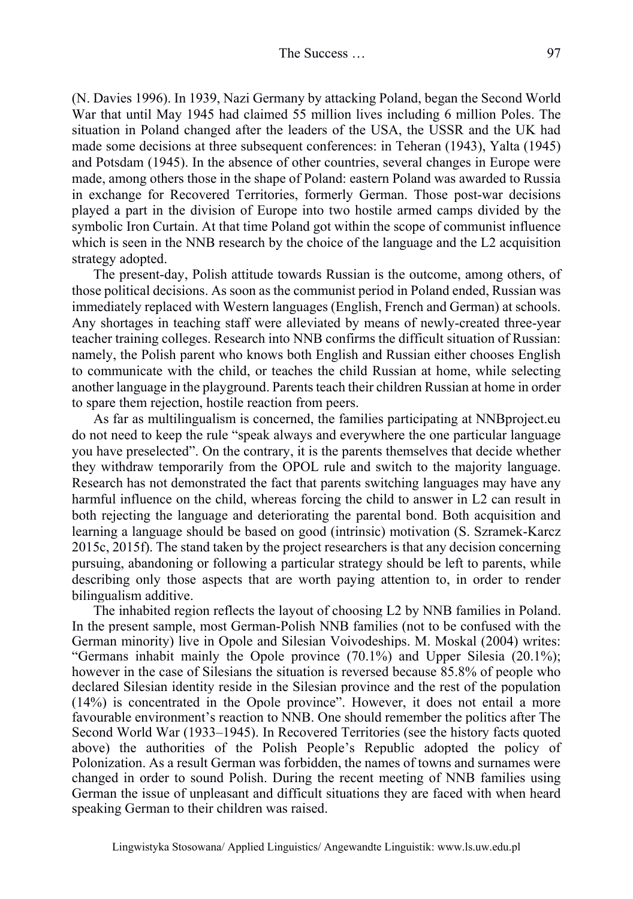(N. Davies 1996). In 1939, Nazi Germany by attacking Poland, began the Second World War that until May 1945 had claimed 55 million lives including 6 million Poles. The situation in Poland changed after the leaders of the USA, the USSR and the UK had made some decisions at three subsequent conferences: in Teheran (1943), Yalta (1945) and Potsdam (1945). In the absence of other countries, several changes in Europe were made, among others those in the shape of Poland: eastern Poland was awarded to Russia in exchange for Recovered Territories, formerly German. Those post-war decisions played a part in the division of Europe into two hostile armed camps divided by the symbolic Iron Curtain. At that time Poland got within the scope of communist influence which is seen in the NNB research by the choice of the language and the L2 acquisition strategy adopted.

The present-day, Polish attitude towards Russian is the outcome, among others, of those political decisions. As soon as the communist period in Poland ended, Russian was immediately replaced with Western languages (English, French and German) at schools. Any shortages in teaching staff were alleviated by means of newly-created three-year teacher training colleges. Research into NNB confirms the difficult situation of Russian: namely, the Polish parent who knows both English and Russian either chooses English to communicate with the child, or teaches the child Russian at home, while selecting another language in the playground. Parents teach their children Russian at home in order to spare them rejection, hostile reaction from peers.

As far as multilingualism is concerned, the families participating at NNBproject.eu do not need to keep the rule "speak always and everywhere the one particular language you have preselected". On the contrary, it is the parents themselves that decide whether they withdraw temporarily from the OPOL rule and switch to the majority language. Research has not demonstrated the fact that parents switching languages may have any harmful influence on the child, whereas forcing the child to answer in L2 can result in both rejecting the language and deteriorating the parental bond. Both acquisition and learning a language should be based on good (intrinsic) motivation (S. Szramek-Karcz 2015c, 2015f). The stand taken by the project researchers is that any decision concerning pursuing, abandoning or following a particular strategy should be left to parents, while describing only those aspects that are worth paying attention to, in order to render bilingualism additive.

The inhabited region reflects the layout of choosing L2 by NNB families in Poland. In the present sample, most German-Polish NNB families (not to be confused with the German minority) live in Opole and Silesian Voivodeships. M. Moskal (2004) writes: "Germans inhabit mainly the Opole province (70.1%) and Upper Silesia (20.1%); however in the case of Silesians the situation is reversed because 85.8% of people who declared Silesian identity reside in the Silesian province and the rest of the population (14%) is concentrated in the Opole province". However, it does not entail a more favourable environment's reaction to NNB. One should remember the politics after The Second World War (1933–1945). In Recovered Territories (see the history facts quoted above) the authorities of the Polish People's Republic adopted the policy of Polonization. As a result German was forbidden, the names of towns and surnames were changed in order to sound Polish. During the recent meeting of NNB families using German the issue of unpleasant and difficult situations they are faced with when heard speaking German to their children was raised.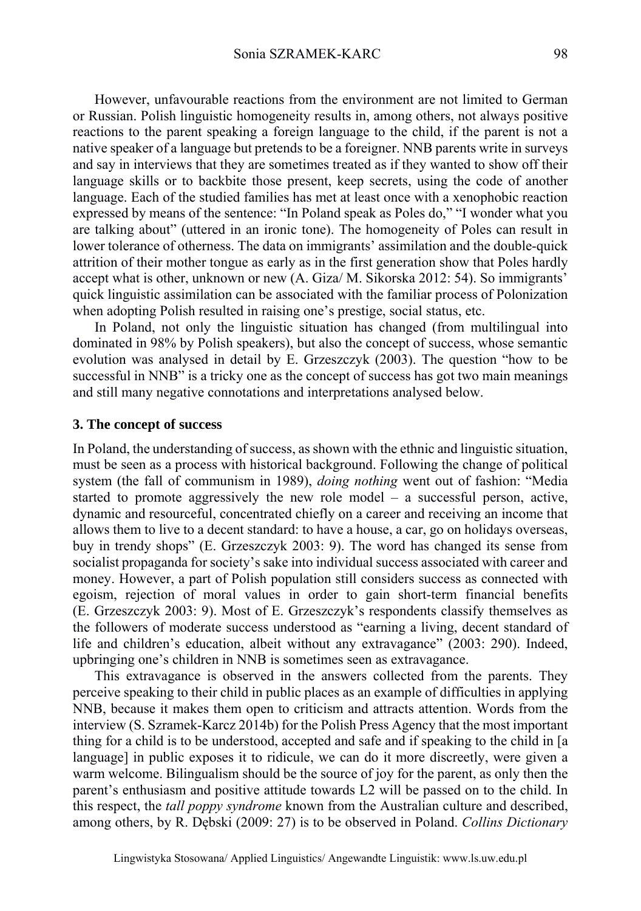However, unfavourable reactions from the environment are not limited to German or Russian. Polish linguistic homogeneity results in, among others, not always positive reactions to the parent speaking a foreign language to the child, if the parent is not a native speaker of a language but pretends to be a foreigner. NNB parents write in surveys and say in interviews that they are sometimes treated as if they wanted to show off their language skills or to backbite those present, keep secrets, using the code of another language. Each of the studied families has met at least once with a xenophobic reaction expressed by means of the sentence: "In Poland speak as Poles do," "I wonder what you are talking about" (uttered in an ironic tone). The homogeneity of Poles can result in lower tolerance of otherness. The data on immigrants' assimilation and the double-quick attrition of their mother tongue as early as in the first generation show that Poles hardly accept what is other, unknown or new (A. Giza/ M. Sikorska 2012: 54). So immigrants' quick linguistic assimilation can be associated with the familiar process of Polonization when adopting Polish resulted in raising one's prestige, social status, etc.

In Poland, not only the linguistic situation has changed (from multilingual into dominated in 98% by Polish speakers), but also the concept of success, whose semantic evolution was analysed in detail by E. Grzeszczyk (2003). The question "how to be successful in NNB" is a tricky one as the concept of success has got two main meanings and still many negative connotations and interpretations analysed below.

## 3. The concept of success

In Poland, the understanding of success, as shown with the ethnic and linguistic situation, must be seen as a process with historical background. Following the change of political system (the fall of communism in 1989), *doing nothing* went out of fashion: "Media started to promote aggressively the new role model – a successful person, active, dynamic and resourceful, concentrated chiefly on a career and receiving an income that allows them to live to a decent standard: to have a house, a car, go on holidays overseas, buy in trendy shops" (E. Grzeszczyk 2003: 9). The word has changed its sense from socialist propaganda for society's sake into individual success associated with career and money. However, a part of Polish population still considers success as connected with egoism, rejection of moral values in order to gain short-term financial benefits (E. Grzeszczyk 2003: 9). Most of E. Grzeszczyk's respondents classify themselves as the followers of moderate success understood as "earning a living, decent standard of life and children's education, albeit without any extravagance" (2003: 290). Indeed, upbringing one's children in NNB is sometimes seen as extravagance.

This extravagance is observed in the answers collected from the parents. They perceive speaking to their child in public places as an example of difficulties in applying NNB, because it makes them open to criticism and attracts attention. Words from the interview (S. Szramek-Karcz 2014b) for the Polish Press Agency that the most important thing for a child is to be understood, accepted and safe and if speaking to the child in [a language] in public exposes it to ridicule, we can do it more discreetly, were given a warm welcome. Bilingualism should be the source of joy for the parent, as only then the parent's enthusiasm and positive attitude towards L2 will be passed on to the child. In this respect, the *tall poppy syndrome* known from the Australian culture and described, among others, by R. Dębski (2009: 27) is to be observed in Poland. *Collins Dictionary*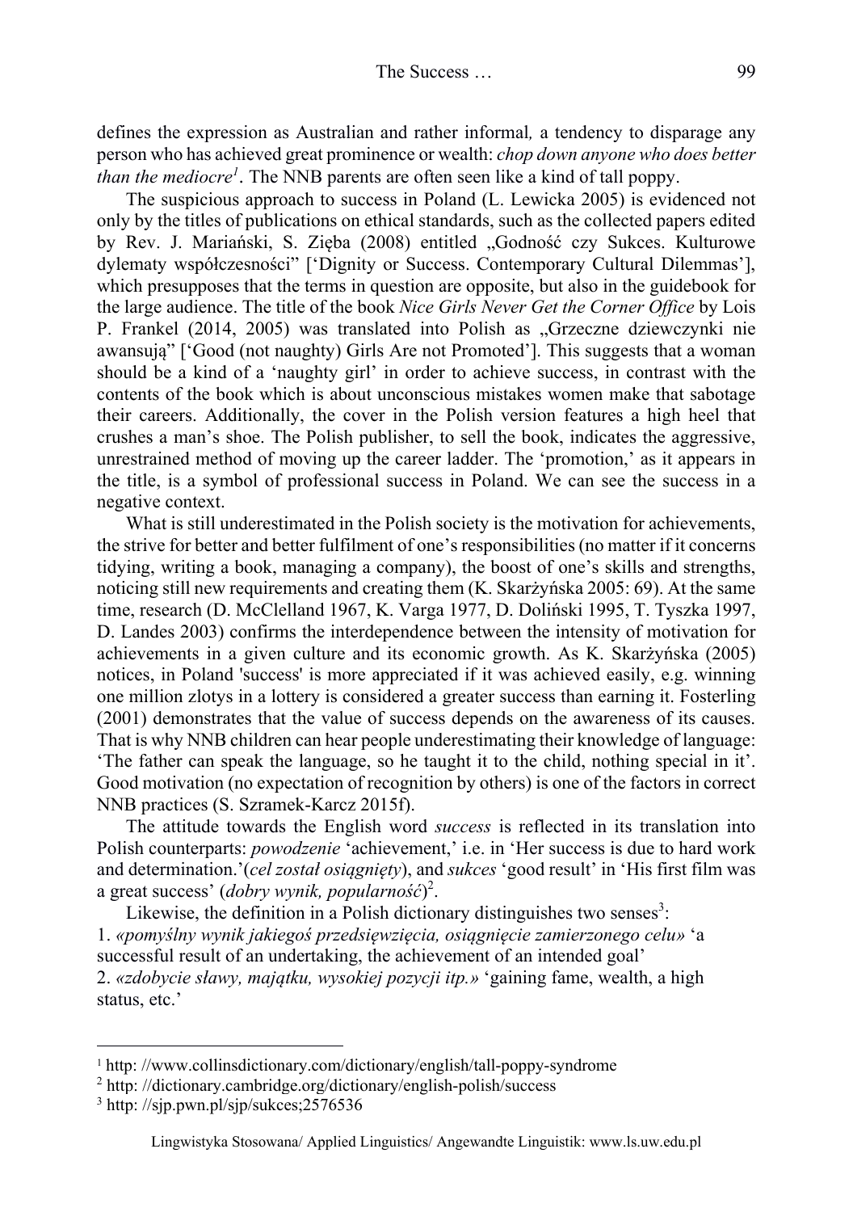defines the expression as Australian and rather informal, a tendency to disparage any person who has achieved great prominence or wealth: *chop down anyone who does better than the mediocre*[1]. The NNB parents are often seen like a kind of tall poppy.

The suspicious approach to success in Poland (L. Lewicka 2005) is evidenced not only by the titles of publications on ethical standards, such as the collected papers edited by Rev. J. Mariański, S. Zięba (2008) entitled „Godność czy Sukces. Kulturowe dylematy współczesności" ['Dignity or Success. Contemporary Cultural Dilemmas'], which presupposes that the terms in question are opposite, but also in the guidebook for the large audience. The title of the book *Nice Girls Never Get the Corner Office* by Lois P. Frankel (2014, 2005) was translated into Polish as „Grzeczne dziewczynki nie awansują" ['Good (not naughty) Girls Are not Promoted']. This suggests that a woman should be a kind of a 'naughty girl' in order to achieve success, in contrast with the contents of the book which is about unconscious mistakes women make that sabotage their careers. Additionally, the cover in the Polish version features a high heel that crushes a man's shoe. The Polish publisher, to sell the book, indicates the aggressive, unrestrained method of moving up the career ladder. The 'promotion,' as it appears in the title, is a symbol of professional success in Poland. We can see the success in a negative context.

What is still underestimated in the Polish society is the motivation for achievements, the strive for better and better fulfilment of one's responsibilities (no matter if it concerns tidying, writing a book, managing a company), the boost of one's skills and strengths, noticing still new requirements and creating them (K. Skarżyńska 2005: 69). At the same time, research (D. McClelland 1967, K. Varga 1977, D. Doliński 1995, T. Tyszka 1997, D. Landes 2003) confirms the interdependence between the intensity of motivation for achievements in a given culture and its economic growth. As K. Skarżyńska (2005) notices, in Poland 'success' is more appreciated if it was achieved easily, e.g. winning one million zlotys in a lottery is considered a greater success than earning it. Fosterling (2001) demonstrates that the value of success depends on the awareness of its causes. That is why NNB children can hear people underestimating their knowledge of language: 'The father can speak the language, so he taught it to the child, nothing special in it'. Good motivation (no expectation of recognition by others) is one of the factors in correct NNB practices (S. Szramek-Karcz 2015f).

The attitude towards the English word *success* is reflected in its translation into Polish counterparts: *powodzenie* 'achievement,' i.e. in 'Her success is due to hard work and determination.'(*cel został osiągnięty*), and *sukces* 'good result' in 'His first film was a great success' (*dobry wynik, popularność*)[2].

Likewise, the definition in a Polish dictionary distinguishes two senses[3]:

1. *«pomyślny wynik jakiegoś przedsięwzięcia, osiągnięcie zamierzonego celu»* 'a successful result of an undertaking, the achievement of an intended goal'
2. *«zdobycie sławy, majątku, wysokiej pozycji itp.»* 'gaining fame, wealth, a high status, etc.'

---

[1] http: //www.collinsdictionary.com/dictionary/english/tall-poppy-syndrome

[2] http: //dictionary.cambridge.org/dictionary/english-polish/success

[3] http: //sjp.pwn.pl/sjp/sukces;2576536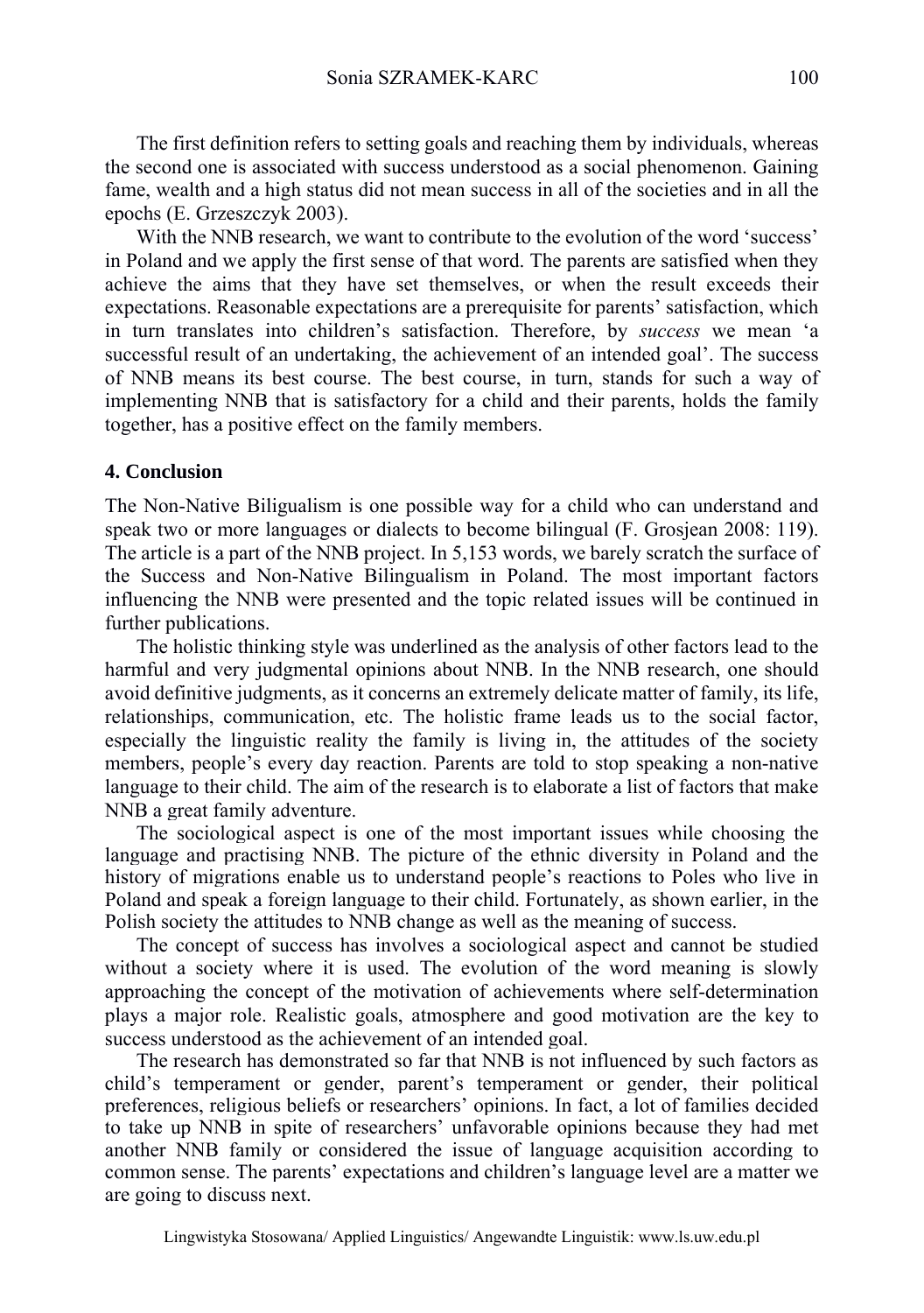The first definition refers to setting goals and reaching them by individuals, whereas the second one is associated with success understood as a social phenomenon. Gaining fame, wealth and a high status did not mean success in all of the societies and in all the epochs (E. Grzeszczyk 2003).

With the NNB research, we want to contribute to the evolution of the word 'success' in Poland and we apply the first sense of that word. The parents are satisfied when they achieve the aims that they have set themselves, or when the result exceeds their expectations. Reasonable expectations are a prerequisite for parents' satisfaction, which in turn translates into children's satisfaction. Therefore, by *success* we mean 'a successful result of an undertaking, the achievement of an intended goal'. The success of NNB means its best course. The best course, in turn, stands for such a way of implementing NNB that is satisfactory for a child and their parents, holds the family together, has a positive effect on the family members.

## 4. Conclusion

The Non-Native Biligualism is one possible way for a child who can understand and speak two or more languages or dialects to become bilingual (F. Grosjean 2008: 119). The article is a part of the NNB project. In 5,153 words, we barely scratch the surface of the Success and Non-Native Bilingualism in Poland. The most important factors influencing the NNB were presented and the topic related issues will be continued in further publications.

The holistic thinking style was underlined as the analysis of other factors lead to the harmful and very judgmental opinions about NNB. In the NNB research, one should avoid definitive judgments, as it concerns an extremely delicate matter of family, its life, relationships, communication, etc. The holistic frame leads us to the social factor, especially the linguistic reality the family is living in, the attitudes of the society members, people's every day reaction. Parents are told to stop speaking a non-native language to their child. The aim of the research is to elaborate a list of factors that make NNB a great family adventure.

The sociological aspect is one of the most important issues while choosing the language and practising NNB. The picture of the ethnic diversity in Poland and the history of migrations enable us to understand people's reactions to Poles who live in Poland and speak a foreign language to their child. Fortunately, as shown earlier, in the Polish society the attitudes to NNB change as well as the meaning of success.

The concept of success has involves a sociological aspect and cannot be studied without a society where it is used. The evolution of the word meaning is slowly approaching the concept of the motivation of achievements where self-determination plays a major role. Realistic goals, atmosphere and good motivation are the key to success understood as the achievement of an intended goal.

The research has demonstrated so far that NNB is not influenced by such factors as child's temperament or gender, parent's temperament or gender, their political preferences, religious beliefs or researchers' opinions. In fact, a lot of families decided to take up NNB in spite of researchers' unfavorable opinions because they had met another NNB family or considered the issue of language acquisition according to common sense. The parents' expectations and children's language level are a matter we are going to discuss next.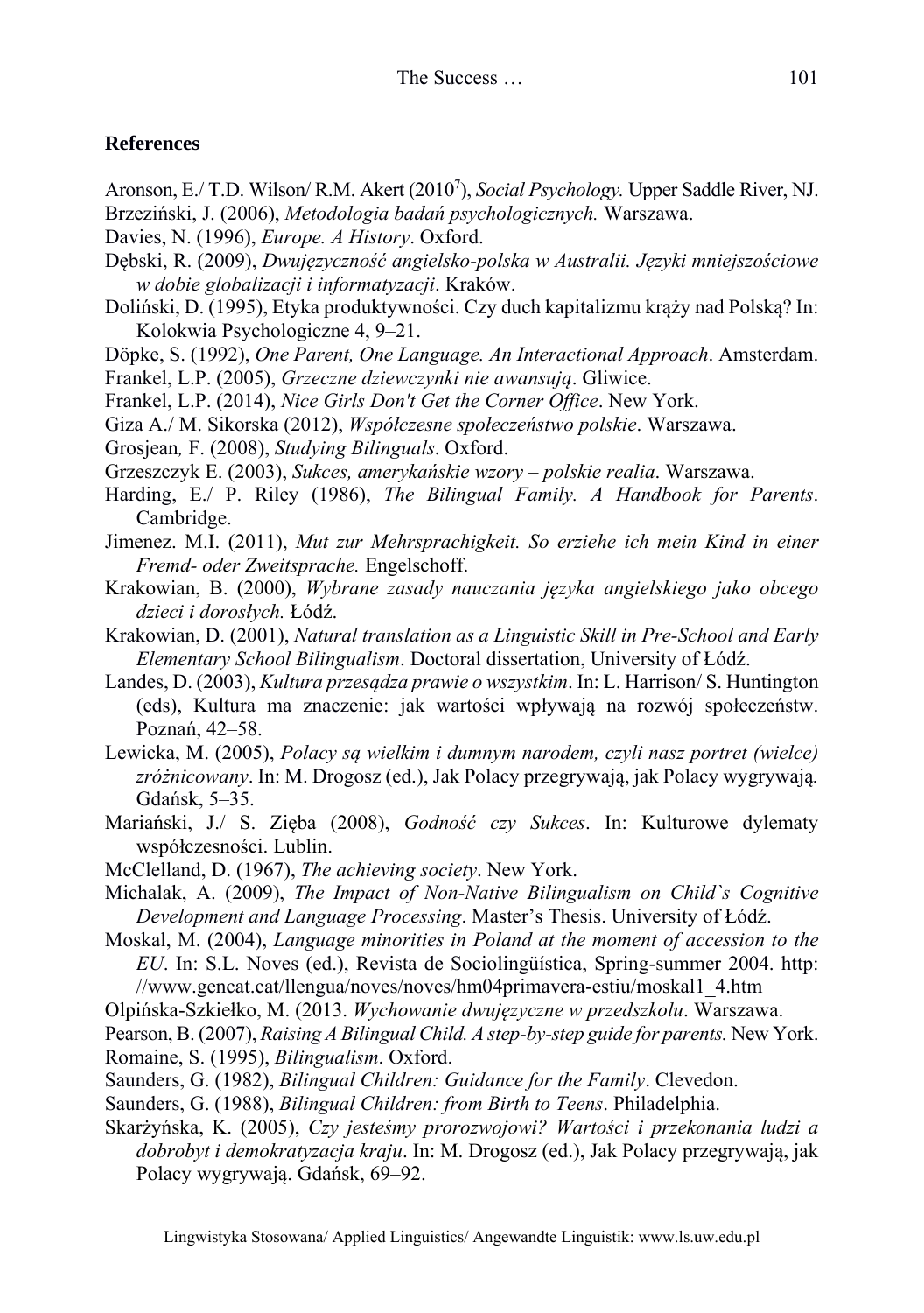## References

Aronson, E./ T.D. Wilson/ R.M. Akert (2010[7]), *Social Psychology.* Upper Saddle River, NJ.

Brzeziński, J. (2006), *Metodologia badań psychologicznych.* Warszawa.

Davies, N. (1996), *Europe. A History*. Oxford.

Dębski, R. (2009), *Dwujęzyczność angielsko-polska w Australii. Języki mniejszościowe w dobie globalizacji i informatyzacji*. Kraków.

Doliński, D. (1995), Etyka produktywności. Czy duch kapitalizmu krąży nad Polską? In: Kolokwia Psychologiczne 4, 9–21.

Döpke, S. (1992), *One Parent, One Language. An Interactional Approach*. Amsterdam.

Frankel, L.P. (2005), *Grzeczne dziewczynki nie awansują*. Gliwice.

Frankel, L.P. (2014), *Nice Girls Don't Get the Corner Office*. New York.

Giza A./ M. Sikorska (2012), *Współczesne społeczeństwo polskie*. Warszawa.

Grosjean, F. (2008), *Studying Bilinguals*. Oxford.

Grzeszczyk E. (2003), *Sukces, amerykańskie wzory – polskie realia*. Warszawa.

Harding, E./ P. Riley (1986), *The Bilingual Family. A Handbook for Parents*. Cambridge.

Jimenez. M.I. (2011), *Mut zur Mehrsprachigkeit. So erziehe ich mein Kind in einer Fremd- oder Zweitsprache.* Engelschoff.

Krakowian, B. (2000), *Wybrane zasady nauczania języka angielskiego jako obcego dzieci i dorosłych.* Łódź.

Krakowian, D. (2001), *Natural translation as a Linguistic Skill in Pre-School and Early Elementary School Bilingualism*. Doctoral dissertation, University of Łódź.

Landes, D. (2003), *Kultura przesądza prawie o wszystkim*. In: L. Harrison/ S. Huntington (eds), Kultura ma znaczenie: jak wartości wpływają na rozwój społeczeństw. Poznań, 42–58.

Lewicka, M. (2005), *Polacy są wielkim i dumnym narodem, czyli nasz portret (wielce) zróżnicowany*. In: M. Drogosz (ed.), Jak Polacy przegrywają, jak Polacy wygrywają. Gdańsk, 5–35.

Mariański, J./ S. Zięba (2008), *Godność czy Sukces*. In: Kulturowe dylematy współczesności. Lublin.

McClelland, D. (1967), *The achieving society*. New York.

Michalak, A. (2009), *The Impact of Non-Native Bilingualism on Child`s Cognitive Development and Language Processing*. Master's Thesis. University of Łódź.

Moskal, M. (2004), *Language minorities in Poland at the moment of accession to the EU*. In: S.L. Noves (ed.), Revista de Sociolingüística, Spring-summer 2004. http: //www.gencat.cat/llengua/noves/noves/hm04primavera-estiu/moskal1_4.htm

Olpińska-Szkiełko, M. (2013. *Wychowanie dwujęzyczne w przedszkolu*. Warszawa.

Pearson, B. (2007), *Raising A Bilingual Child. A step-by-step guide for parents.* New York.

Romaine, S. (1995), *Bilingualism*. Oxford.

Saunders, G. (1982), *Bilingual Children: Guidance for the Family*. Clevedon.

Saunders, G. (1988), *Bilingual Children: from Birth to Teens*. Philadelphia.

Skarżyńska, K. (2005), *Czy jesteśmy prorozwojowi? Wartości i przekonania ludzi a dobrobyt i demokratyzacja kraju*. In: M. Drogosz (ed.), Jak Polacy przegrywają, jak Polacy wygrywają. Gdańsk, 69–92.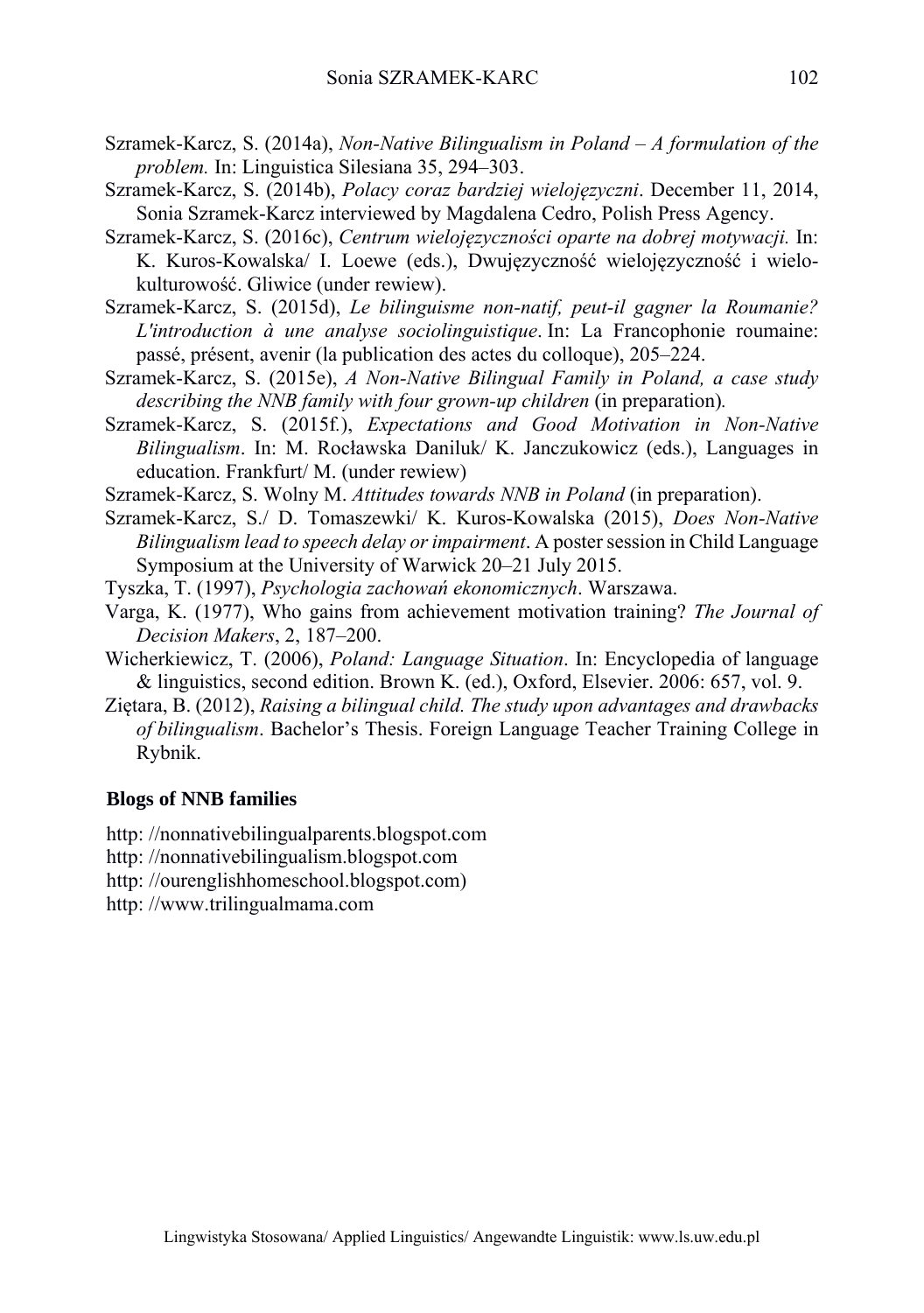Szramek-Karcz, S. (2014a), *Non-Native Bilingualism in Poland – A formulation of the problem.* In: Linguistica Silesiana 35, 294–303.

Szramek-Karcz, S. (2014b), *Polacy coraz bardziej wielojęzyczni*. December 11, 2014, Sonia Szramek-Karcz interviewed by Magdalena Cedro, Polish Press Agency.

Szramek-Karcz, S. (2016c), *Centrum wielojęzyczności oparte na dobrej motywacji.* In: K. Kuros-Kowalska/ I. Loewe (eds.), Dwujęzyczność wielojęzyczność i wielokulturowość. Gliwice (under rewiew).

Szramek-Karcz, S. (2015d), *Le bilinguisme non-natif, peut-il gagner la Roumanie? L'introduction à une analyse sociolinguistique*. In: La Francophonie roumaine: passé, présent, avenir (la publication des actes du colloque), 205–224.

Szramek-Karcz, S. (2015e), *A Non-Native Bilingual Family in Poland, a case study describing the NNB family with four grown-up children* (in preparation).

Szramek-Karcz, S. (2015f.), *Expectations and Good Motivation in Non-Native Bilingualism*. In: M. Rocławska Daniluk/ K. Janczukowicz (eds.), Languages in education. Frankfurt/ M. (under rewiew)

Szramek-Karcz, S. Wolny M. *Attitudes towards NNB in Poland* (in preparation).

Szramek-Karcz, S./ D. Tomaszewki/ K. Kuros-Kowalska (2015), *Does Non-Native Bilingualism lead to speech delay or impairment*. A poster session in Child Language Symposium at the University of Warwick 20–21 July 2015.

Tyszka, T. (1997), *Psychologia zachowań ekonomicznych*. Warszawa.

Varga, K. (1977), Who gains from achievement motivation training? *The Journal of Decision Makers*, 2, 187–200.

Wicherkiewicz, T. (2006), *Poland: Language Situation*. In: Encyclopedia of language & linguistics, second edition. Brown K. (ed.), Oxford, Elsevier. 2006: 657, vol. 9.

Ziętara, B. (2012), *Raising a bilingual child. The study upon advantages and drawbacks of bilingualism*. Bachelor's Thesis. Foreign Language Teacher Training College in Rybnik.

**Blogs of NNB families**

http: //nonnativebilingualparents.blogspot.com
http: //nonnativebilingualism.blogspot.com
http: //ourenglishhomeschool.blogspot.com)
http: //www.trilingualmama.com